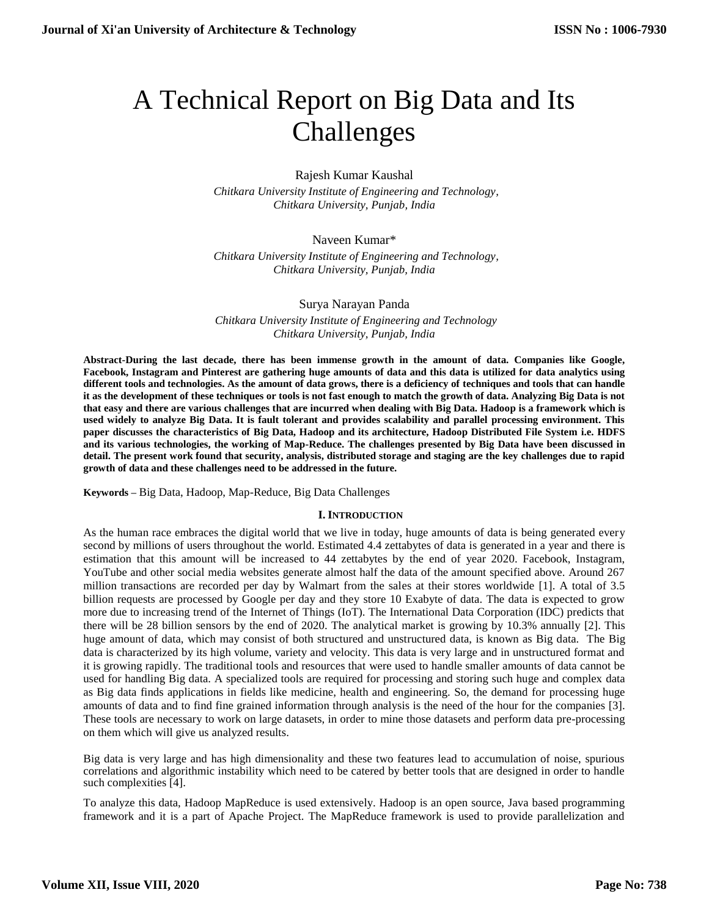# A Technical Report on Big Data and Its Challenges

Rajesh Kumar Kaushal

*Chitkara University Institute of Engineering and Technology, Chitkara University, Punjab, India*

Naveen Kumar*

*Chitkara University Institute of Engineering and Technology, Chitkara University, Punjab, India*

Surya Narayan Panda

*Chitkara University Institute of Engineering and Technology Chitkara University, Punjab, India*

**Abstract-During the last decade, there has been immense growth in the amount of data. Companies like Google, Facebook, Instagram and Pinterest are gathering huge amounts of data and this data is utilized for data analytics using different tools and technologies. As the amount of data grows, there is a deficiency of techniques and tools that can handle it as the development of these techniques or tools is not fast enough to match the growth of data. Analyzing Big Data is not that easy and there are various challenges that are incurred when dealing with Big Data. Hadoop is a framework which is used widely to analyze Big Data. It is fault tolerant and provides scalability and parallel processing environment. This paper discusses the characteristics of Big Data, Hadoop and its architecture, Hadoop Distributed File System i.e. HDFS and its various technologies, the working of Map-Reduce. The challenges presented by Big Data have been discussed in detail. The present work found that security, analysis, distributed storage and staging are the key challenges due to rapid growth of data and these challenges need to be addressed in the future.**

**Keywords –** Big Data, Hadoop, Map-Reduce, Big Data Challenges

## I. Introduction

As the human race embraces the digital world that we live in today, huge amounts of data is being generated every second by millions of users throughout the world. Estimated 4.4 zettabytes of data is generated in a year and there is estimation that this amount will be increased to 44 zettabytes by the end of year 2020. Facebook, Instagram, YouTube and other social media websites generate almost half the data of the amount specified above. Around 267 million transactions are recorded per day by Walmart from the sales at their stores worldwide [1]. A total of 3.5 billion requests are processed by Google per day and they store 10 Exabyte of data. The data is expected to grow more due to increasing trend of the Internet of Things (IoT). The International Data Corporation (IDC) predicts that there will be 28 billion sensors by the end of 2020. The analytical market is growing by 10.3% annually [2]. This huge amount of data, which may consist of both structured and unstructured data, is known as Big data. The Big data is characterized by its high volume, variety and velocity. This data is very large and in unstructured format and it is growing rapidly. The traditional tools and resources that were used to handle smaller amounts of data cannot be used for handling Big data. A specialized tools are required for processing and storing such huge and complex data as Big data finds applications in fields like medicine, health and engineering. So, the demand for processing huge amounts of data and to find fine grained information through analysis is the need of the hour for the companies [3]. These tools are necessary to work on large datasets, in order to mine those datasets and perform data pre-processing on them which will give us analyzed results.

Big data is very large and has high dimensionality and these two features lead to accumulation of noise, spurious correlations and algorithmic instability which need to be catered by better tools that are designed in order to handle such complexities [4].

To analyze this data, Hadoop MapReduce is used extensively. Hadoop is an open source, Java based programming framework and it is a part of Apache Project. The MapReduce framework is used to provide parallelization and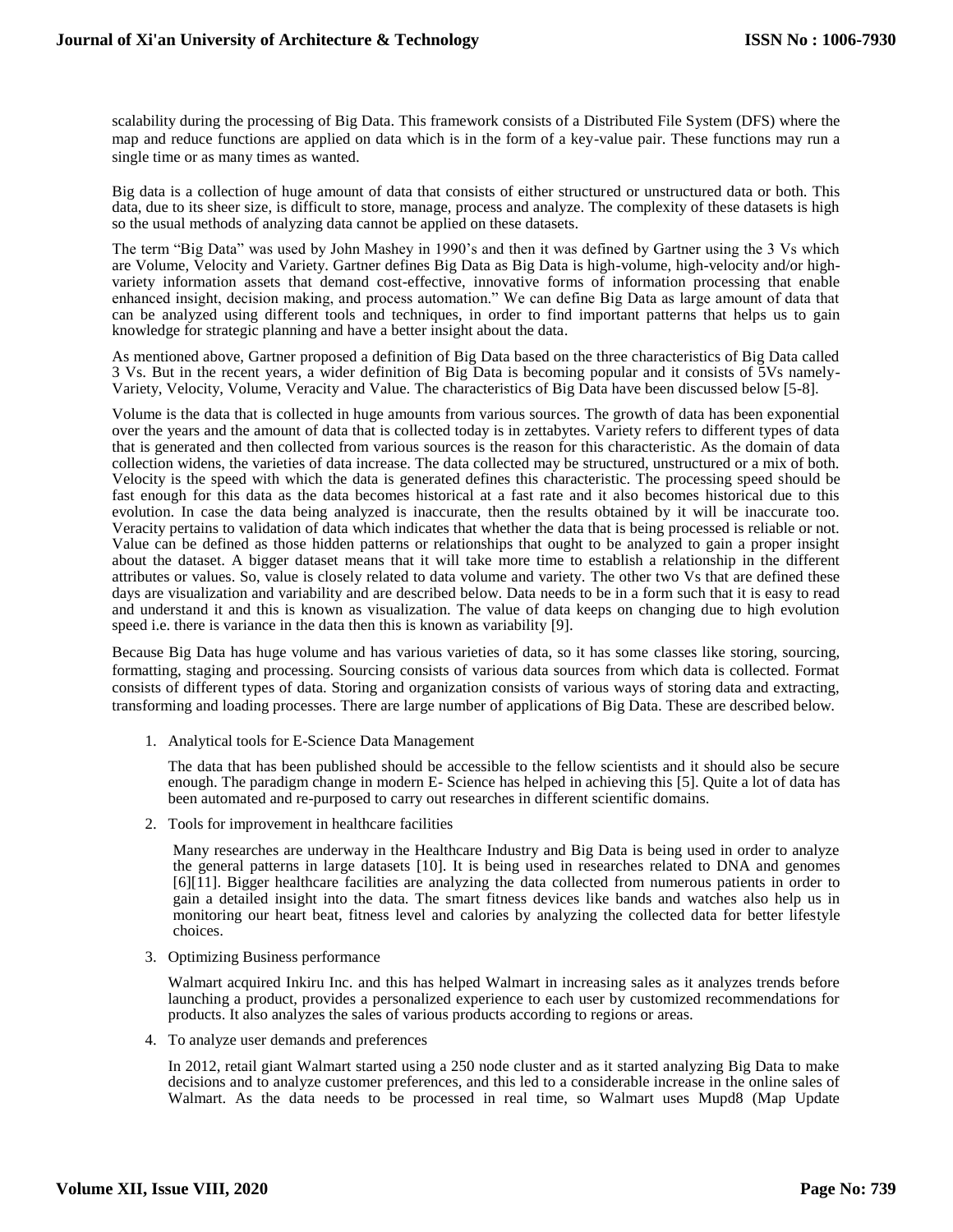scalability during the processing of Big Data. This framework consists of a Distributed File System (DFS) where the map and reduce functions are applied on data which is in the form of a key-value pair. These functions may run a single time or as many times as wanted.

Big data is a collection of huge amount of data that consists of either structured or unstructured data or both. This data, due to its sheer size, is difficult to store, manage, process and analyze. The complexity of these datasets is high so the usual methods of analyzing data cannot be applied on these datasets.

The term "Big Data" was used by John Mashey in 1990's and then it was defined by Gartner using the 3 Vs which are Volume, Velocity and Variety. Gartner defines Big Data as Big Data is high-volume, high-velocity and/or high-variety information assets that demand cost-effective, innovative forms of information processing that enable enhanced insight, decision making, and process automation." We can define Big Data as large amount of data that can be analyzed using different tools and techniques, in order to find important patterns that helps us to gain knowledge for strategic planning and have a better insight about the data.

As mentioned above, Gartner proposed a definition of Big Data based on the three characteristics of Big Data called 3 Vs. But in the recent years, a wider definition of Big Data is becoming popular and it consists of 5Vs namely-Variety, Velocity, Volume, Veracity and Value. The characteristics of Big Data have been discussed below [5-8].

Volume is the data that is collected in huge amounts from various sources. The growth of data has been exponential over the years and the amount of data that is collected today is in zettabytes. Variety refers to different types of data that is generated and then collected from various sources is the reason for this characteristic. As the domain of data collection widens, the varieties of data increase. The data collected may be structured, unstructured or a mix of both. Velocity is the speed with which the data is generated defines this characteristic. The processing speed should be fast enough for this data as the data becomes historical at a fast rate and it also becomes historical due to this evolution. In case the data being analyzed is inaccurate, then the results obtained by it will be inaccurate too. Veracity pertains to validation of data which indicates that whether the data that is being processed is reliable or not. Value can be defined as those hidden patterns or relationships that ought to be analyzed to gain a proper insight about the dataset. A bigger dataset means that it will take more time to establish a relationship in the different attributes or values. So, value is closely related to data volume and variety. The other two Vs that are defined these days are visualization and variability and are described below. Data needs to be in a form such that it is easy to read and understand it and this is known as visualization. The value of data keeps on changing due to high evolution speed i.e. there is variance in the data then this is known as variability [9].

Because Big Data has huge volume and has various varieties of data, so it has some classes like storing, sourcing, formatting, staging and processing. Sourcing consists of various data sources from which data is collected. Format consists of different types of data. Storing and organization consists of various ways of storing data and extracting, transforming and loading processes. There are large number of applications of Big Data. These are described below.

1. Analytical tools for E-Science Data Management

   The data that has been published should be accessible to the fellow scientists and it should also be secure enough. The paradigm change in modern E- Science has helped in achieving this [5]. Quite a lot of data has been automated and re-purposed to carry out researches in different scientific domains.

2. Tools for improvement in healthcare facilities

   Many researches are underway in the Healthcare Industry and Big Data is being used in order to analyze the general patterns in large datasets [10]. It is being used in researches related to DNA and genomes [6][11]. Bigger healthcare facilities are analyzing the data collected from numerous patients in order to gain a detailed insight into the data. The smart fitness devices like bands and watches also help us in monitoring our heart beat, fitness level and calories by analyzing the collected data for better lifestyle choices.

3. Optimizing Business performance

   Walmart acquired Inkiru Inc. and this has helped Walmart in increasing sales as it analyzes trends before launching a product, provides a personalized experience to each user by customized recommendations for products. It also analyzes the sales of various products according to regions or areas.

4. To analyze user demands and preferences

   In 2012, retail giant Walmart started using a 250 node cluster and as it started analyzing Big Data to make decisions and to analyze customer preferences, and this led to a considerable increase in the online sales of Walmart. As the data needs to be processed in real time, so Walmart uses Mupd8 (Map Update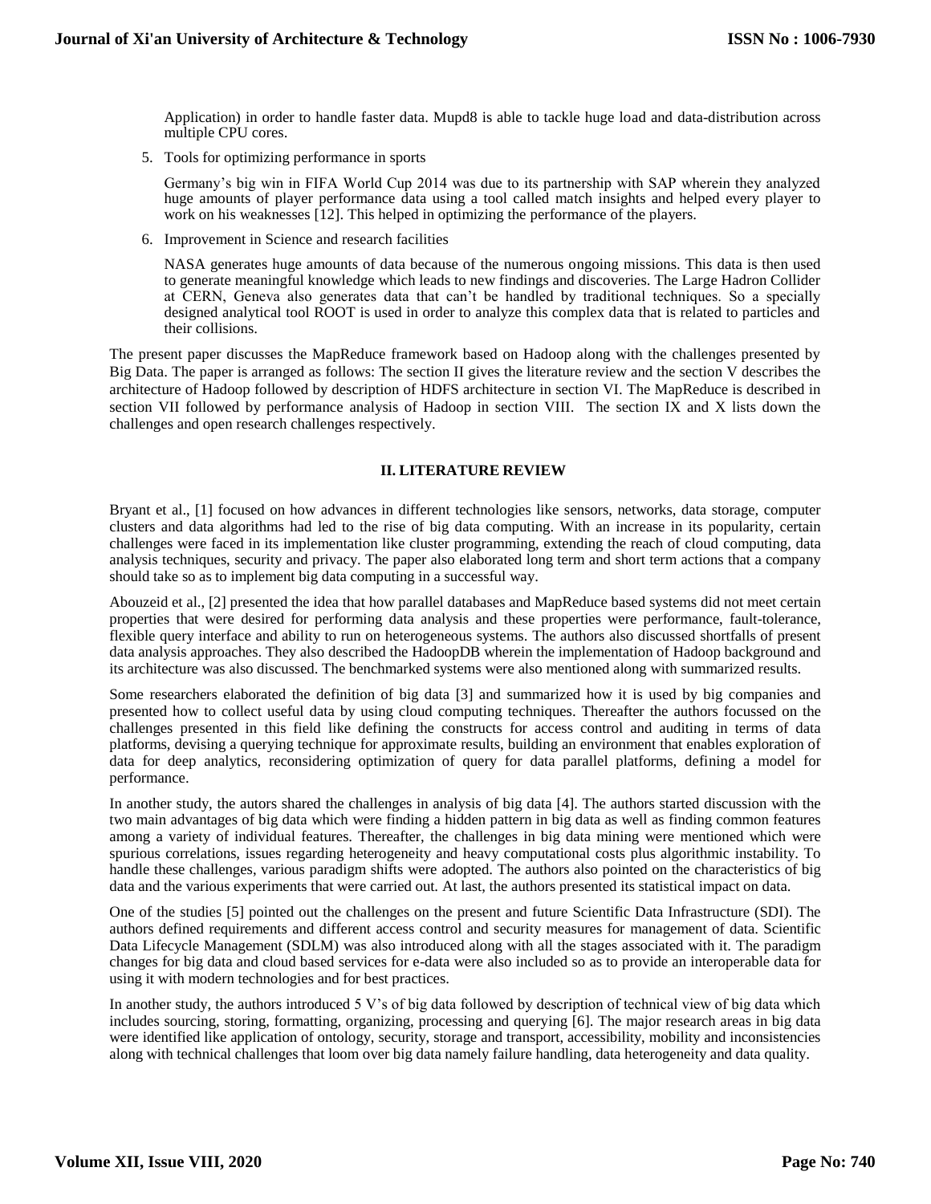Application) in order to handle faster data. Mupd8 is able to tackle huge load and data-distribution across multiple CPU cores.

5. Tools for optimizing performance in sports

   Germany's big win in FIFA World Cup 2014 was due to its partnership with SAP wherein they analyzed huge amounts of player performance data using a tool called match insights and helped every player to work on his weaknesses [12]. This helped in optimizing the performance of the players.

6. Improvement in Science and research facilities

   NASA generates huge amounts of data because of the numerous ongoing missions. This data is then used to generate meaningful knowledge which leads to new findings and discoveries. The Large Hadron Collider at CERN, Geneva also generates data that can't be handled by traditional techniques. So a specially designed analytical tool ROOT is used in order to analyze this complex data that is related to particles and their collisions.

The present paper discusses the MapReduce framework based on Hadoop along with the challenges presented by Big Data. The paper is arranged as follows: The section II gives the literature review and the section V describes the architecture of Hadoop followed by description of HDFS architecture in section VI. The MapReduce is described in section VII followed by performance analysis of Hadoop in section VIII. The section IX and X lists down the challenges and open research challenges respectively.

## II. LITERATURE REVIEW

Bryant et al., [1] focused on how advances in different technologies like sensors, networks, data storage, computer clusters and data algorithms had led to the rise of big data computing. With an increase in its popularity, certain challenges were faced in its implementation like cluster programming, extending the reach of cloud computing, data analysis techniques, security and privacy. The paper also elaborated long term and short term actions that a company should take so as to implement big data computing in a successful way.

Abouzeid et al., [2] presented the idea that how parallel databases and MapReduce based systems did not meet certain properties that were desired for performing data analysis and these properties were performance, fault-tolerance, flexible query interface and ability to run on heterogeneous systems. The authors also discussed shortfalls of present data analysis approaches. They also described the HadoopDB wherein the implementation of Hadoop background and its architecture was also discussed. The benchmarked systems were also mentioned along with summarized results.

Some researchers elaborated the definition of big data [3] and summarized how it is used by big companies and presented how to collect useful data by using cloud computing techniques. Thereafter the authors focussed on the challenges presented in this field like defining the constructs for access control and auditing in terms of data platforms, devising a querying technique for approximate results, building an environment that enables exploration of data for deep analytics, reconsidering optimization of query for data parallel platforms, defining a model for performance.

In another study, the autors shared the challenges in analysis of big data [4]. The authors started discussion with the two main advantages of big data which were finding a hidden pattern in big data as well as finding common features among a variety of individual features. Thereafter, the challenges in big data mining were mentioned which were spurious correlations, issues regarding heterogeneity and heavy computational costs plus algorithmic instability. To handle these challenges, various paradigm shifts were adopted. The authors also pointed on the characteristics of big data and the various experiments that were carried out. At last, the authors presented its statistical impact on data.

One of the studies [5] pointed out the challenges on the present and future Scientific Data Infrastructure (SDI). The authors defined requirements and different access control and security measures for management of data. Scientific Data Lifecycle Management (SDLM) was also introduced along with all the stages associated with it. The paradigm changes for big data and cloud based services for e-data were also included so as to provide an interoperable data for using it with modern technologies and for best practices.

In another study, the authors introduced 5 V's of big data followed by description of technical view of big data which includes sourcing, storing, formatting, organizing, processing and querying [6]. The major research areas in big data were identified like application of ontology, security, storage and transport, accessibility, mobility and inconsistencies along with technical challenges that loom over big data namely failure handling, data heterogeneity and data quality.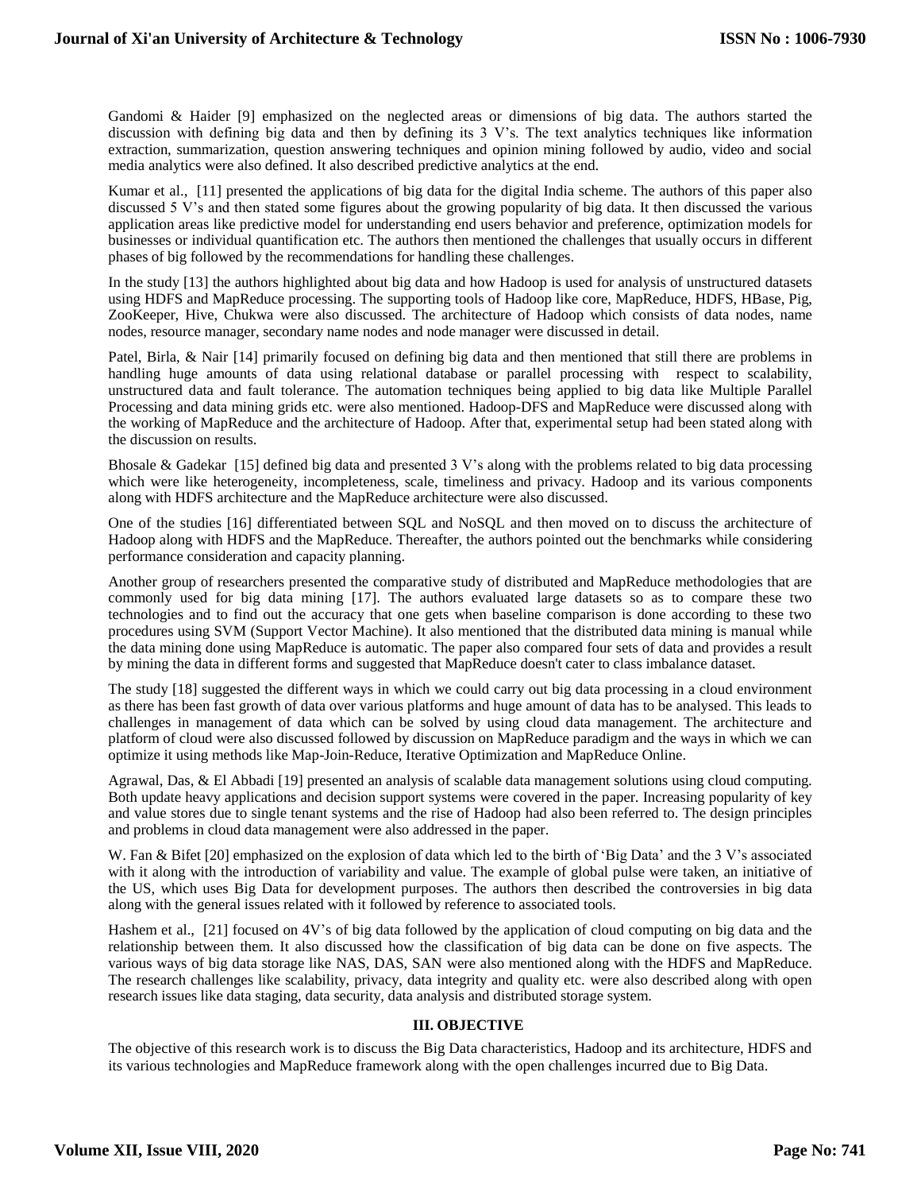Gandomi & Haider [9] emphasized on the neglected areas or dimensions of big data. The authors started the discussion with defining big data and then by defining its 3 V's. The text analytics techniques like information extraction, summarization, question answering techniques and opinion mining followed by audio, video and social media analytics were also defined. It also described predictive analytics at the end.

Kumar et al., [11] presented the applications of big data for the digital India scheme. The authors of this paper also discussed 5 V's and then stated some figures about the growing popularity of big data. It then discussed the various application areas like predictive model for understanding end users behavior and preference, optimization models for businesses or individual quantification etc. The authors then mentioned the challenges that usually occurs in different phases of big followed by the recommendations for handling these challenges.

In the study [13] the authors highlighted about big data and how Hadoop is used for analysis of unstructured datasets using HDFS and MapReduce processing. The supporting tools of Hadoop like core, MapReduce, HDFS, HBase, Pig, ZooKeeper, Hive, Chukwa were also discussed. The architecture of Hadoop which consists of data nodes, name nodes, resource manager, secondary name nodes and node manager were discussed in detail.

Patel, Birla, & Nair [14] primarily focused on defining big data and then mentioned that still there are problems in handling huge amounts of data using relational database or parallel processing with respect to scalability, unstructured data and fault tolerance. The automation techniques being applied to big data like Multiple Parallel Processing and data mining grids etc. were also mentioned. Hadoop-DFS and MapReduce were discussed along with the working of MapReduce and the architecture of Hadoop. After that, experimental setup had been stated along with the discussion on results.

Bhosale & Gadekar [15] defined big data and presented 3 V's along with the problems related to big data processing which were like heterogeneity, incompleteness, scale, timeliness and privacy. Hadoop and its various components along with HDFS architecture and the MapReduce architecture were also discussed.

One of the studies [16] differentiated between SQL and NoSQL and then moved on to discuss the architecture of Hadoop along with HDFS and the MapReduce. Thereafter, the authors pointed out the benchmarks while considering performance consideration and capacity planning.

Another group of researchers presented the comparative study of distributed and MapReduce methodologies that are commonly used for big data mining [17]. The authors evaluated large datasets so as to compare these two technologies and to find out the accuracy that one gets when baseline comparison is done according to these two procedures using SVM (Support Vector Machine). It also mentioned that the distributed data mining is manual while the data mining done using MapReduce is automatic. The paper also compared four sets of data and provides a result by mining the data in different forms and suggested that MapReduce doesn't cater to class imbalance dataset.

The study [18] suggested the different ways in which we could carry out big data processing in a cloud environment as there has been fast growth of data over various platforms and huge amount of data has to be analysed. This leads to challenges in management of data which can be solved by using cloud data management. The architecture and platform of cloud were also discussed followed by discussion on MapReduce paradigm and the ways in which we can optimize it using methods like Map-Join-Reduce, Iterative Optimization and MapReduce Online.

Agrawal, Das, & El Abbadi [19] presented an analysis of scalable data management solutions using cloud computing. Both update heavy applications and decision support systems were covered in the paper. Increasing popularity of key and value stores due to single tenant systems and the rise of Hadoop had also been referred to. The design principles and problems in cloud data management were also addressed in the paper.

W. Fan & Bifet [20] emphasized on the explosion of data which led to the birth of 'Big Data' and the 3 V's associated with it along with the introduction of variability and value. The example of global pulse were taken, an initiative of the US, which uses Big Data for development purposes. The authors then described the controversies in big data along with the general issues related with it followed by reference to associated tools.

Hashem et al., [21] focused on 4V's of big data followed by the application of cloud computing on big data and the relationship between them. It also discussed how the classification of big data can be done on five aspects. The various ways of big data storage like NAS, DAS, SAN were also mentioned along with the HDFS and MapReduce. The research challenges like scalability, privacy, data integrity and quality etc. were also described along with open research issues like data staging, data security, data analysis and distributed storage system.

## III. OBJECTIVE

The objective of this research work is to discuss the Big Data characteristics, Hadoop and its architecture, HDFS and its various technologies and MapReduce framework along with the open challenges incurred due to Big Data.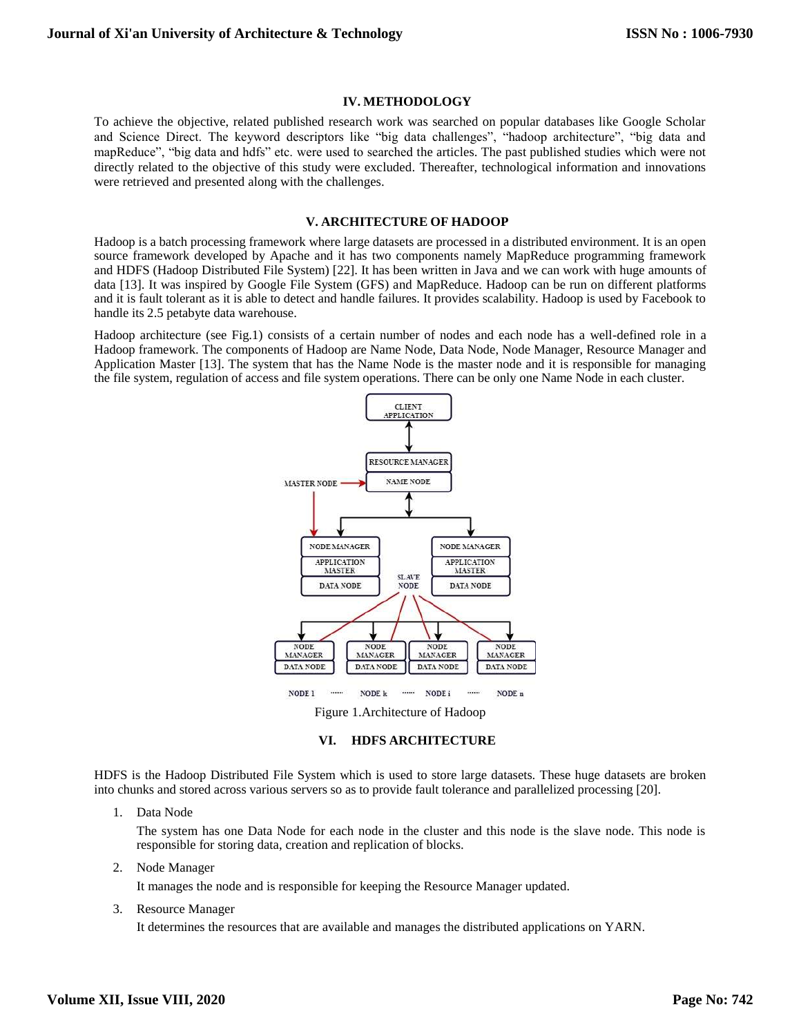## IV. METHODOLOGY

To achieve the objective, related published research work was searched on popular databases like Google Scholar and Science Direct. The keyword descriptors like "big data challenges", "hadoop architecture", "big data and mapReduce", "big data and hdfs" etc. were used to searched the articles. The past published studies which were not directly related to the objective of this study were excluded. Thereafter, technological information and innovations were retrieved and presented along with the challenges.

## V. ARCHITECTURE OF HADOOP

Hadoop is a batch processing framework where large datasets are processed in a distributed environment. It is an open source framework developed by Apache and it has two components namely MapReduce programming framework and HDFS (Hadoop Distributed File System) [22]. It has been written in Java and we can work with huge amounts of data [13]. It was inspired by Google File System (GFS) and MapReduce. Hadoop can be run on different platforms and it is fault tolerant as it is able to detect and handle failures. It provides scalability. Hadoop is used by Facebook to handle its 2.5 petabyte data warehouse.

Hadoop architecture (see Fig.1) consists of a certain number of nodes and each node has a well-defined role in a Hadoop framework. The components of Hadoop are Name Node, Data Node, Node Manager, Resource Manager and Application Master [13]. The system that has the Name Node is the master node and it is responsible for managing the file system, regulation of access and file system operations. There can be only one Name Node in each cluster.

Figure 1.Architecture of Hadoop

## VI. HDFS ARCHITECTURE

HDFS is the Hadoop Distributed File System which is used to store large datasets. These huge datasets are broken into chunks and stored across various servers so as to provide fault tolerance and parallelized processing [20].

1. Data Node

   The system has one Data Node for each node in the cluster and this node is the slave node. This node is responsible for storing data, creation and replication of blocks.

2. Node Manager

   It manages the node and is responsible for keeping the Resource Manager updated.

3. Resource Manager

   It determines the resources that are available and manages the distributed applications on YARN.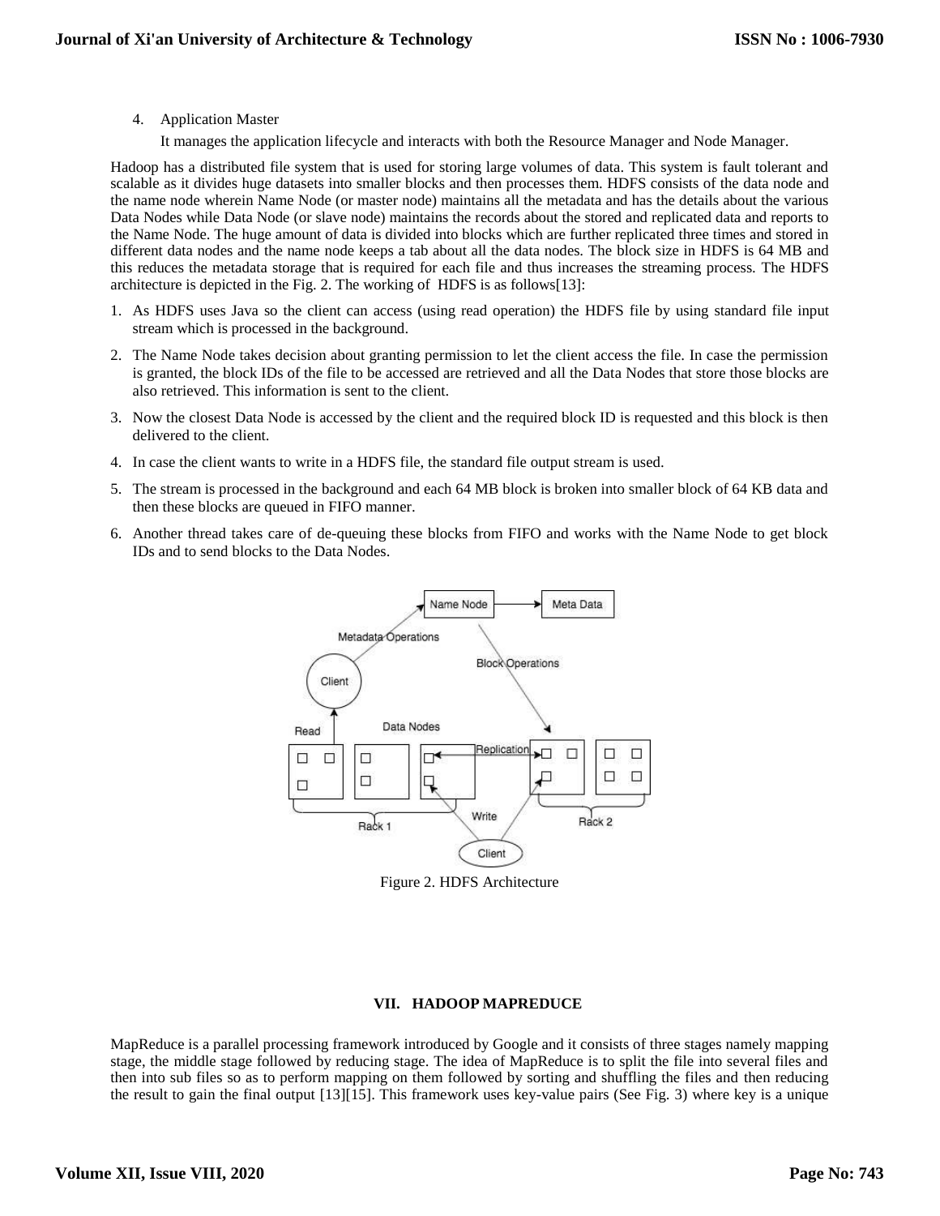4. Application Master

   It manages the application lifecycle and interacts with both the Resource Manager and Node Manager.

Hadoop has a distributed file system that is used for storing large volumes of data. This system is fault tolerant and scalable as it divides huge datasets into smaller blocks and then processes them. HDFS consists of the data node and the name node wherein Name Node (or master node) maintains all the metadata and has the details about the various Data Nodes while Data Node (or slave node) maintains the records about the stored and replicated data and reports to the Name Node. The huge amount of data is divided into blocks which are further replicated three times and stored in different data nodes and the name node keeps a tab about all the data nodes. The block size in HDFS is 64 MB and this reduces the metadata storage that is required for each file and thus increases the streaming process. The HDFS architecture is depicted in the Fig. 2. The working of HDFS is as follows[13]:

1. As HDFS uses Java so the client can access (using read operation) the HDFS file by using standard file input stream which is processed in the background.
2. The Name Node takes decision about granting permission to let the client access the file. In case the permission is granted, the block IDs of the file to be accessed are retrieved and all the Data Nodes that store those blocks are also retrieved. This information is sent to the client.
3. Now the closest Data Node is accessed by the client and the required block ID is requested and this block is then delivered to the client.
4. In case the client wants to write in a HDFS file, the standard file output stream is used.
5. The stream is processed in the background and each 64 MB block is broken into smaller block of 64 KB data and then these blocks are queued in FIFO manner.
6. Another thread takes care of de-queuing these blocks from FIFO and works with the Name Node to get block IDs and to send blocks to the Data Nodes.

Figure 2. HDFS Architecture

## VII. HADOOP MAPREDUCE

MapReduce is a parallel processing framework introduced by Google and it consists of three stages namely mapping stage, the middle stage followed by reducing stage. The idea of MapReduce is to split the file into several files and then into sub files so as to perform mapping on them followed by sorting and shuffling the files and then reducing the result to gain the final output [13][15]. This framework uses key-value pairs (See Fig. 3) where key is a unique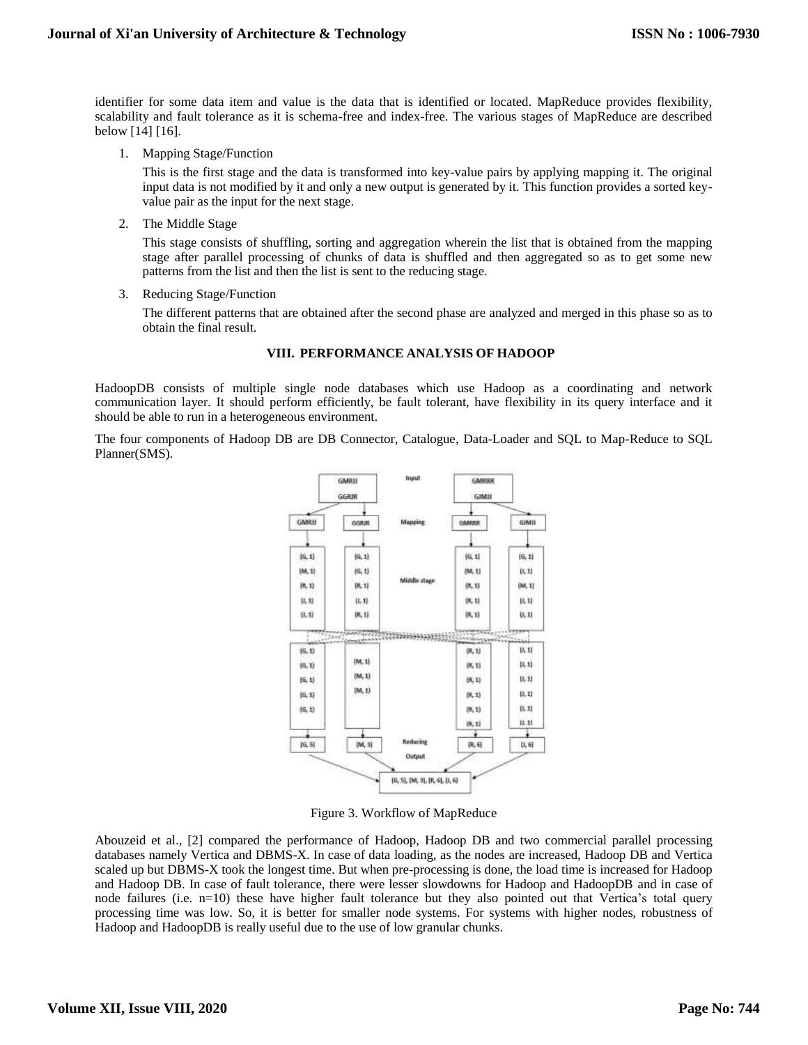identifier for some data item and value is the data that is identified or located. MapReduce provides flexibility, scalability and fault tolerance as it is schema-free and index-free. The various stages of MapReduce are described below [14] [16].

1. Mapping Stage/Function

   This is the first stage and the data is transformed into key-value pairs by applying mapping it. The original input data is not modified by it and only a new output is generated by it. This function provides a sorted key-value pair as the input for the next stage.

2. The Middle Stage

   This stage consists of shuffling, sorting and aggregation wherein the list that is obtained from the mapping stage after parallel processing of chunks of data is shuffled and then aggregated so as to get some new patterns from the list and then the list is sent to the reducing stage.

3. Reducing Stage/Function

   The different patterns that are obtained after the second phase are analyzed and merged in this phase so as to obtain the final result.

## VIII. PERFORMANCE ANALYSIS OF HADOOP

HadoopDB consists of multiple single node databases which use Hadoop as a coordinating and network communication layer. It should perform efficiently, be fault tolerant, have flexibility in its query interface and it should be able to run in a heterogeneous environment.

The four components of Hadoop DB are DB Connector, Catalogue, Data-Loader and SQL to Map-Reduce to SQL Planner(SMS).

Figure 3. Workflow of MapReduce

Abouzeid et al., [2] compared the performance of Hadoop, Hadoop DB and two commercial parallel processing databases namely Vertica and DBMS-X. In case of data loading, as the nodes are increased, Hadoop DB and Vertica scaled up but DBMS-X took the longest time. But when pre-processing is done, the load time is increased for Hadoop and Hadoop DB. In case of fault tolerance, there were lesser slowdowns for Hadoop and HadoopDB and in case of node failures (i.e. n=10) these have higher fault tolerance but they also pointed out that Vertica's total query processing time was low. So, it is better for smaller node systems. For systems with higher nodes, robustness of Hadoop and HadoopDB is really useful due to the use of low granular chunks.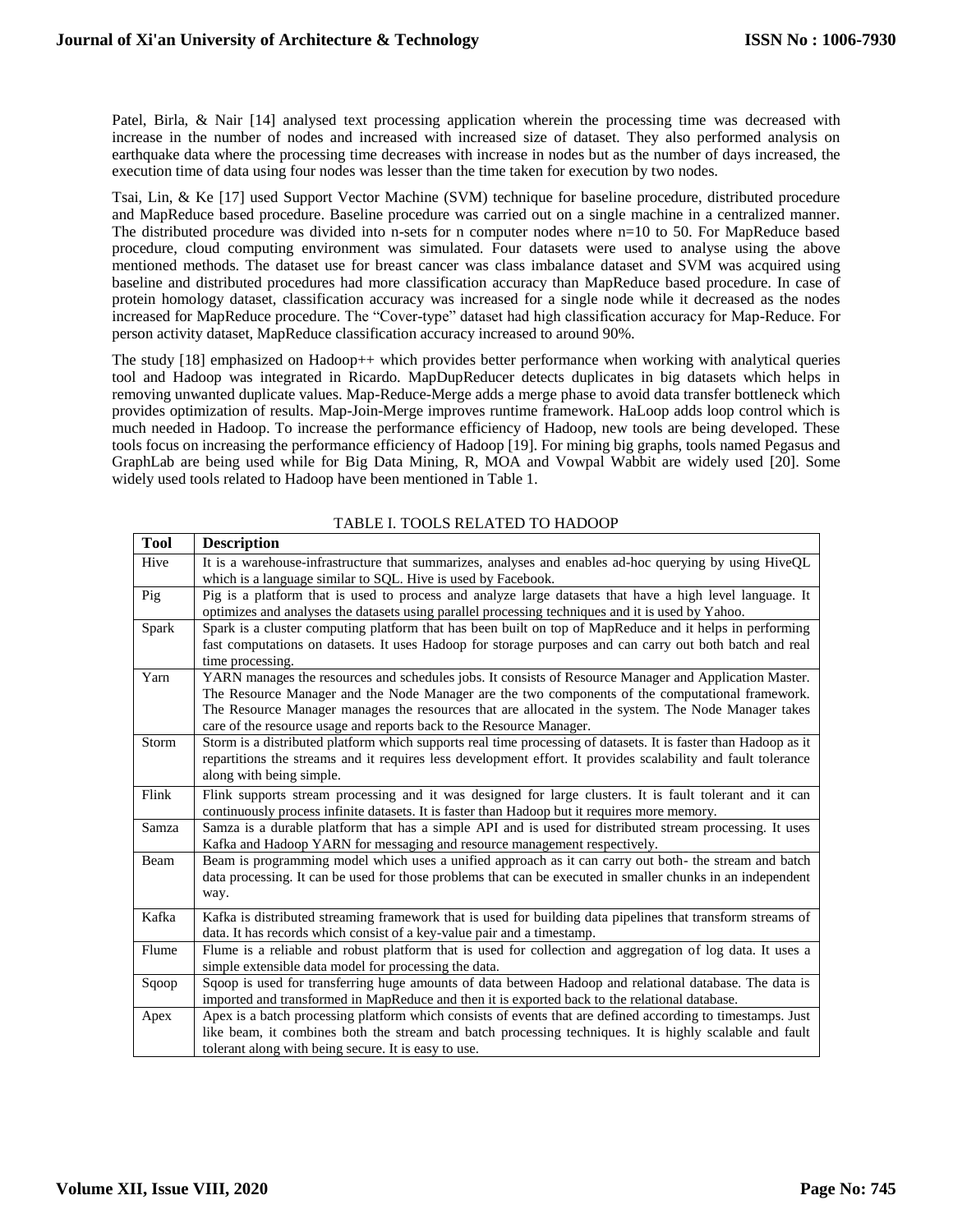Patel, Birla, & Nair [14] analysed text processing application wherein the processing time was decreased with increase in the number of nodes and increased with increased size of dataset. They also performed analysis on earthquake data where the processing time decreases with increase in nodes but as the number of days increased, the execution time of data using four nodes was lesser than the time taken for execution by two nodes.

Tsai, Lin, & Ke [17] used Support Vector Machine (SVM) technique for baseline procedure, distributed procedure and MapReduce based procedure. Baseline procedure was carried out on a single machine in a centralized manner. The distributed procedure was divided into n-sets for n computer nodes where n=10 to 50. For MapReduce based procedure, cloud computing environment was simulated. Four datasets were used to analyse using the above mentioned methods. The dataset use for breast cancer was class imbalance dataset and SVM was acquired using baseline and distributed procedures had more classification accuracy than MapReduce based procedure. In case of protein homology dataset, classification accuracy was increased for a single node while it decreased as the nodes increased for MapReduce procedure. The "Cover-type" dataset had high classification accuracy for Map-Reduce. For person activity dataset, MapReduce classification accuracy increased to around 90%.

The study [18] emphasized on Hadoop++ which provides better performance when working with analytical queries tool and Hadoop was integrated in Ricardo. MapDupReducer detects duplicates in big datasets which helps in removing unwanted duplicate values. Map-Reduce-Merge adds a merge phase to avoid data transfer bottleneck which provides optimization of results. Map-Join-Merge improves runtime framework. HaLoop adds loop control which is much needed in Hadoop. To increase the performance efficiency of Hadoop, new tools are being developed. These tools focus on increasing the performance efficiency of Hadoop [19]. For mining big graphs, tools named Pegasus and GraphLab are being used while for Big Data Mining, R, MOA and Vowpal Wabbit are widely used [20]. Some widely used tools related to Hadoop have been mentioned in Table 1.

TABLE I. TOOLS RELATED TO HADOOP

| Tool | Description |
|---|---|
| Hive | It is a warehouse-infrastructure that summarizes, analyses and enables ad-hoc querying by using HiveQL which is a language similar to SQL. Hive is used by Facebook. |
| Pig | Pig is a platform that is used to process and analyze large datasets that have a high level language. It optimizes and analyses the datasets using parallel processing techniques and it is used by Yahoo. |
| Spark | Spark is a cluster computing platform that has been built on top of MapReduce and it helps in performing fast computations on datasets. It uses Hadoop for storage purposes and can carry out both batch and real time processing. |
| Yarn | YARN manages the resources and schedules jobs. It consists of Resource Manager and Application Master. The Resource Manager and the Node Manager are the two components of the computational framework. The Resource Manager manages the resources that are allocated in the system. The Node Manager takes care of the resource usage and reports back to the Resource Manager. |
| Storm | Storm is a distributed platform which supports real time processing of datasets. It is faster than Hadoop as it repartitions the streams and it requires less development effort. It provides scalability and fault tolerance along with being simple. |
| Flink | Flink supports stream processing and it was designed for large clusters. It is fault tolerant and it can continuously process infinite datasets. It is faster than Hadoop but it requires more memory. |
| Samza | Samza is a durable platform that has a simple API and is used for distributed stream processing. It uses Kafka and Hadoop YARN for messaging and resource management respectively. |
| Beam | Beam is programming model which uses a unified approach as it can carry out both- the stream and batch data processing. It can be used for those problems that can be executed in smaller chunks in an independent way. |
| Kafka | Kafka is distributed streaming framework that is used for building data pipelines that transform streams of data. It has records which consist of a key-value pair and a timestamp. |
| Flume | Flume is a reliable and robust platform that is used for collection and aggregation of log data. It uses a simple extensible data model for processing the data. |
| Sqoop | Sqoop is used for transferring huge amounts of data between Hadoop and relational database. The data is imported and transformed in MapReduce and then it is exported back to the relational database. |
| Apex | Apex is a batch processing platform which consists of events that are defined according to timestamps. Just like beam, it combines both the stream and batch processing techniques. It is highly scalable and fault tolerant along with being secure. It is easy to use. |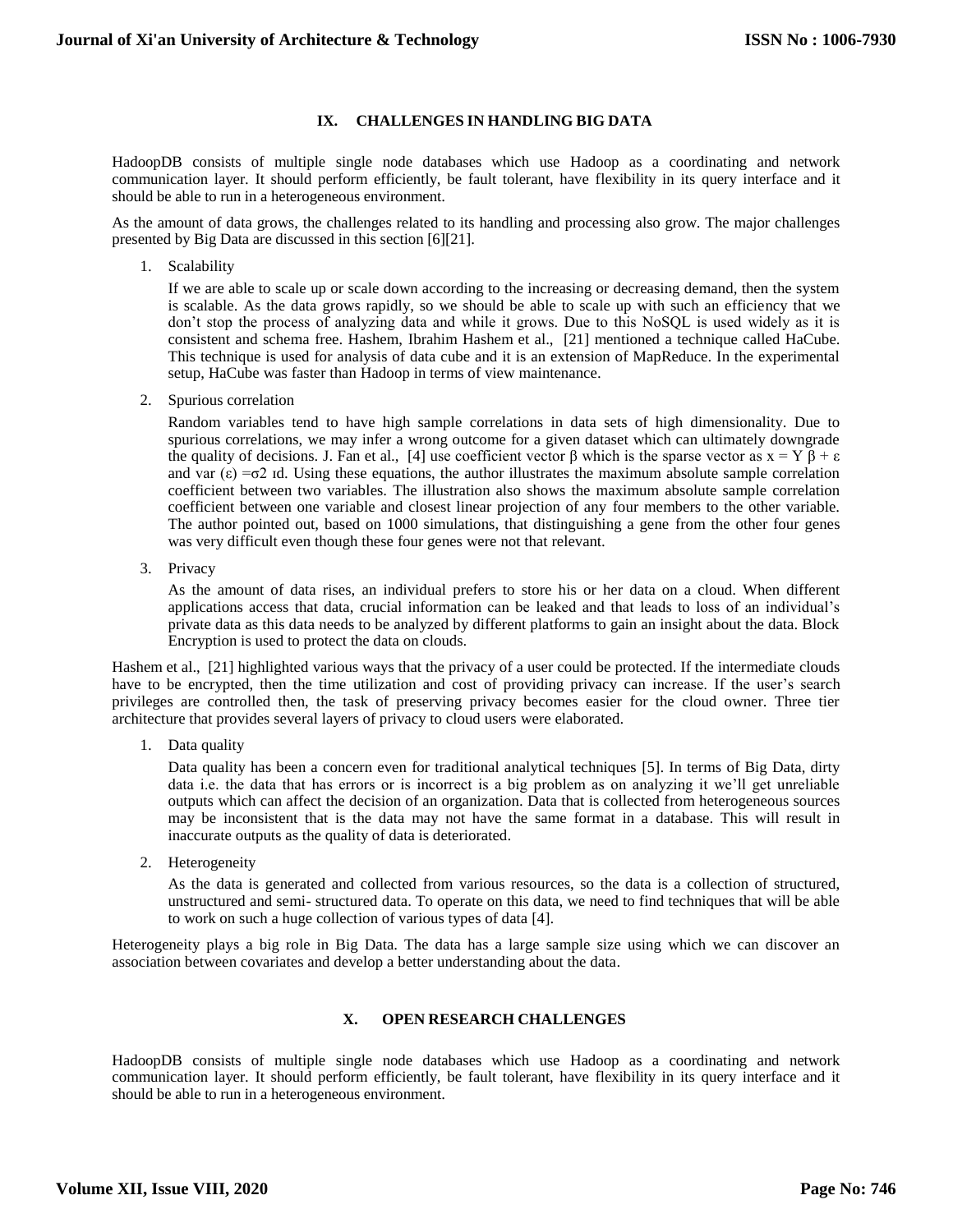## IX. CHALLENGES IN HANDLING BIG DATA

HadoopDB consists of multiple single node databases which use Hadoop as a coordinating and network communication layer. It should perform efficiently, be fault tolerant, have flexibility in its query interface and it should be able to run in a heterogeneous environment.

As the amount of data grows, the challenges related to its handling and processing also grow. The major challenges presented by Big Data are discussed in this section [6][21].

1. Scalability

   If we are able to scale up or scale down according to the increasing or decreasing demand, then the system is scalable. As the data grows rapidly, so we should be able to scale up with such an efficiency that we don't stop the process of analyzing data and while it grows. Due to this NoSQL is used widely as it is consistent and schema free. Hashem, Ibrahim Hashem et al., [21] mentioned a technique called HaCube. This technique is used for analysis of data cube and it is an extension of MapReduce. In the experimental setup, HaCube was faster than Hadoop in terms of view maintenance.

2. Spurious correlation

   Random variables tend to have high sample correlations in data sets of high dimensionality. Due to spurious correlations, we may infer a wrong outcome for a given dataset which can ultimately downgrade the quality of decisions. J. Fan et al., [4] use coefficient vector β which is the sparse vector as $x = Y\beta + \varepsilon$ and $\text{var}(\varepsilon) = \sigma 2\ \text{ıd}$. Using these equations, the author illustrates the maximum absolute sample correlation coefficient between two variables. The illustration also shows the maximum absolute sample correlation coefficient between one variable and closest linear projection of any four members to the other variable. The author pointed out, based on 1000 simulations, that distinguishing a gene from the other four genes was very difficult even though these four genes were not that relevant.

3. Privacy

   As the amount of data rises, an individual prefers to store his or her data on a cloud. When different applications access that data, crucial information can be leaked and that leads to loss of an individual's private data as this data needs to be analyzed by different platforms to gain an insight about the data. Block Encryption is used to protect the data on clouds.

Hashem et al., [21] highlighted various ways that the privacy of a user could be protected. If the intermediate clouds have to be encrypted, then the time utilization and cost of providing privacy can increase. If the user's search privileges are controlled then, the task of preserving privacy becomes easier for the cloud owner. Three tier architecture that provides several layers of privacy to cloud users were elaborated.

1. Data quality

   Data quality has been a concern even for traditional analytical techniques [5]. In terms of Big Data, dirty data i.e. the data that has errors or is incorrect is a big problem as on analyzing it we'll get unreliable outputs which can affect the decision of an organization. Data that is collected from heterogeneous sources may be inconsistent that is the data may not have the same format in a database. This will result in inaccurate outputs as the quality of data is deteriorated.

2. Heterogeneity

   As the data is generated and collected from various resources, so the data is a collection of structured, unstructured and semi- structured data. To operate on this data, we need to find techniques that will be able to work on such a huge collection of various types of data [4].

Heterogeneity plays a big role in Big Data. The data has a large sample size using which we can discover an association between covariates and develop a better understanding about the data.

## X. OPEN RESEARCH CHALLENGES

HadoopDB consists of multiple single node databases which use Hadoop as a coordinating and network communication layer. It should perform efficiently, be fault tolerant, have flexibility in its query interface and it should be able to run in a heterogeneous environment.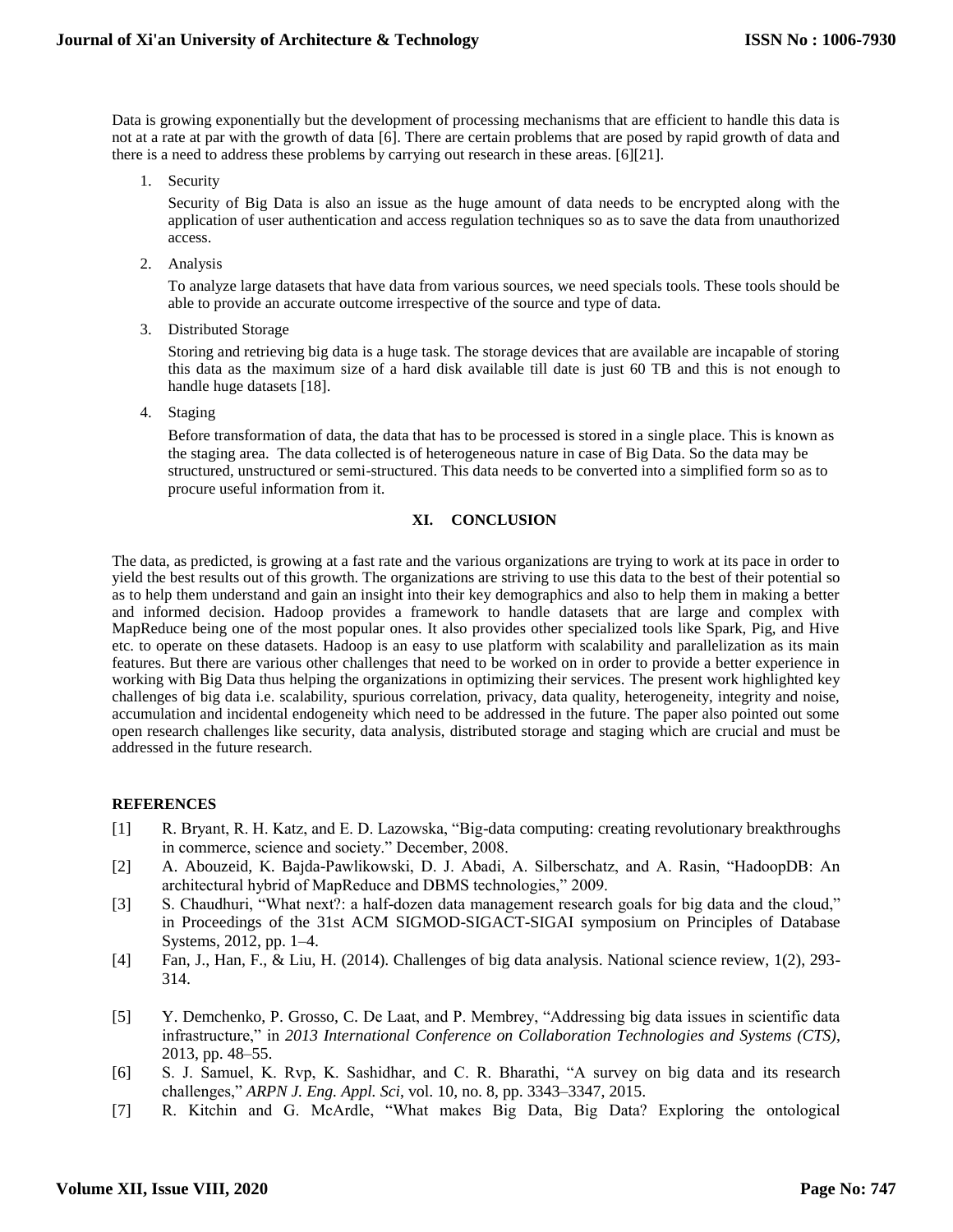Data is growing exponentially but the development of processing mechanisms that are efficient to handle this data is not at a rate at par with the growth of data [6]. There are certain problems that are posed by rapid growth of data and there is a need to address these problems by carrying out research in these areas. [6][21].

1. Security

   Security of Big Data is also an issue as the huge amount of data needs to be encrypted along with the application of user authentication and access regulation techniques so as to save the data from unauthorized access.

2. Analysis

   To analyze large datasets that have data from various sources, we need specials tools. These tools should be able to provide an accurate outcome irrespective of the source and type of data.

3. Distributed Storage

   Storing and retrieving big data is a huge task. The storage devices that are available are incapable of storing this data as the maximum size of a hard disk available till date is just 60 TB and this is not enough to handle huge datasets [18].

4. Staging

   Before transformation of data, the data that has to be processed is stored in a single place. This is known as the staging area. The data collected is of heterogeneous nature in case of Big Data. So the data may be structured, unstructured or semi-structured. This data needs to be converted into a simplified form so as to procure useful information from it.

## XI. CONCLUSION

The data, as predicted, is growing at a fast rate and the various organizations are trying to work at its pace in order to yield the best results out of this growth. The organizations are striving to use this data to the best of their potential so as to help them understand and gain an insight into their key demographics and also to help them in making a better and informed decision. Hadoop provides a framework to handle datasets that are large and complex with MapReduce being one of the most popular ones. It also provides other specialized tools like Spark, Pig, and Hive etc. to operate on these datasets. Hadoop is an easy to use platform with scalability and parallelization as its main features. But there are various other challenges that need to be worked on in order to provide a better experience in working with Big Data thus helping the organizations in optimizing their services. The present work highlighted key challenges of big data i.e. scalability, spurious correlation, privacy, data quality, heterogeneity, integrity and noise, accumulation and incidental endogeneity which need to be addressed in the future. The paper also pointed out some open research challenges like security, data analysis, distributed storage and staging which are crucial and must be addressed in the future research.

## REFERENCES

[1] R. Bryant, R. H. Katz, and E. D. Lazowska, "Big-data computing: creating revolutionary breakthroughs in commerce, science and society." December, 2008.

[2] A. Abouzeid, K. Bajda-Pawlikowski, D. J. Abadi, A. Silberschatz, and A. Rasin, "HadoopDB: An architectural hybrid of MapReduce and DBMS technologies," 2009.

[3] S. Chaudhuri, "What next?: a half-dozen data management research goals for big data and the cloud," in Proceedings of the 31st ACM SIGMOD-SIGACT-SIGAI symposium on Principles of Database Systems, 2012, pp. 1–4.

[4] Fan, J., Han, F., & Liu, H. (2014). Challenges of big data analysis. National science review, 1(2), 293-314.

[5] Y. Demchenko, P. Grosso, C. De Laat, and P. Membrey, "Addressing big data issues in scientific data infrastructure," in *2013 International Conference on Collaboration Technologies and Systems (CTS)*, 2013, pp. 48–55.

[6] S. J. Samuel, K. Rvp, K. Sashidhar, and C. R. Bharathi, "A survey on big data and its research challenges," *ARPN J. Eng. Appl. Sci*, vol. 10, no. 8, pp. 3343–3347, 2015.

[7] R. Kitchin and G. McArdle, "What makes Big Data, Big Data? Exploring the ontological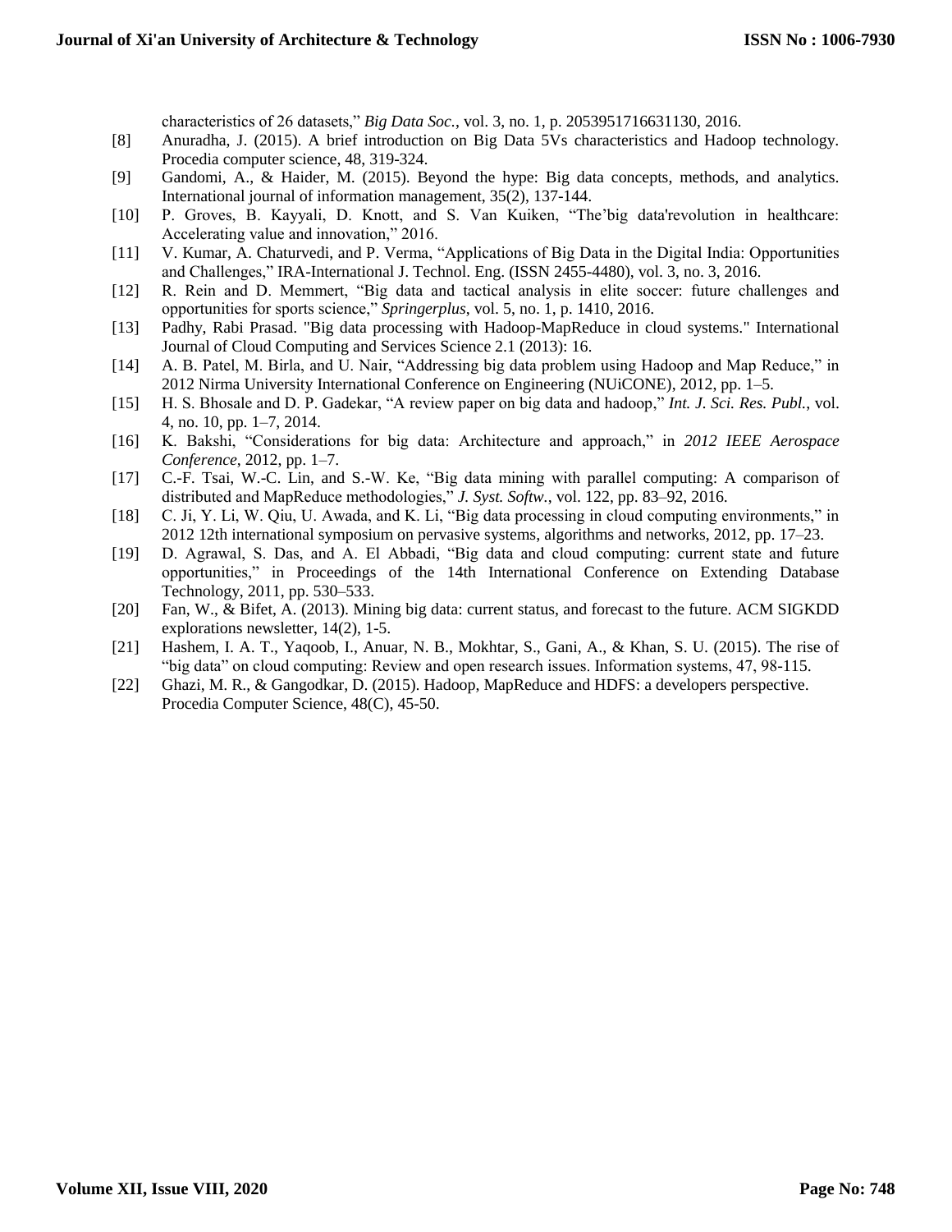characteristics of 26 datasets," *Big Data Soc.*, vol. 3, no. 1, p. 2053951716631130, 2016.

[8] Anuradha, J. (2015). A brief introduction on Big Data 5Vs characteristics and Hadoop technology. Procedia computer science, 48, 319-324.

[9] Gandomi, A., & Haider, M. (2015). Beyond the hype: Big data concepts, methods, and analytics. International journal of information management, 35(2), 137-144.

[10] P. Groves, B. Kayyali, D. Knott, and S. Van Kuiken, "The'big data'revolution in healthcare: Accelerating value and innovation," 2016.

[11] V. Kumar, A. Chaturvedi, and P. Verma, "Applications of Big Data in the Digital India: Opportunities and Challenges," IRA-International J. Technol. Eng. (ISSN 2455-4480), vol. 3, no. 3, 2016.

[12] R. Rein and D. Memmert, "Big data and tactical analysis in elite soccer: future challenges and opportunities for sports science," *Springerplus*, vol. 5, no. 1, p. 1410, 2016.

[13] Padhy, Rabi Prasad. "Big data processing with Hadoop-MapReduce in cloud systems." International Journal of Cloud Computing and Services Science 2.1 (2013): 16.

[14] A. B. Patel, M. Birla, and U. Nair, "Addressing big data problem using Hadoop and Map Reduce," in 2012 Nirma University International Conference on Engineering (NUiCONE), 2012, pp. 1–5.

[15] H. S. Bhosale and D. P. Gadekar, "A review paper on big data and hadoop," *Int. J. Sci. Res. Publ.*, vol. 4, no. 10, pp. 1–7, 2014.

[16] K. Bakshi, "Considerations for big data: Architecture and approach," in *2012 IEEE Aerospace Conference*, 2012, pp. 1–7.

[17] C.-F. Tsai, W.-C. Lin, and S.-W. Ke, "Big data mining with parallel computing: A comparison of distributed and MapReduce methodologies," *J. Syst. Softw.*, vol. 122, pp. 83–92, 2016.

[18] C. Ji, Y. Li, W. Qiu, U. Awada, and K. Li, "Big data processing in cloud computing environments," in 2012 12th international symposium on pervasive systems, algorithms and networks, 2012, pp. 17–23.

[19] D. Agrawal, S. Das, and A. El Abbadi, "Big data and cloud computing: current state and future opportunities," in Proceedings of the 14th International Conference on Extending Database Technology, 2011, pp. 530–533.

[20] Fan, W., & Bifet, A. (2013). Mining big data: current status, and forecast to the future. ACM SIGKDD explorations newsletter, 14(2), 1-5.

[21] Hashem, I. A. T., Yaqoob, I., Anuar, N. B., Mokhtar, S., Gani, A., & Khan, S. U. (2015). The rise of "big data" on cloud computing: Review and open research issues. Information systems, 47, 98-115.

[22] Ghazi, M. R., & Gangodkar, D. (2015). Hadoop, MapReduce and HDFS: a developers perspective. Procedia Computer Science, 48(C), 45-50.